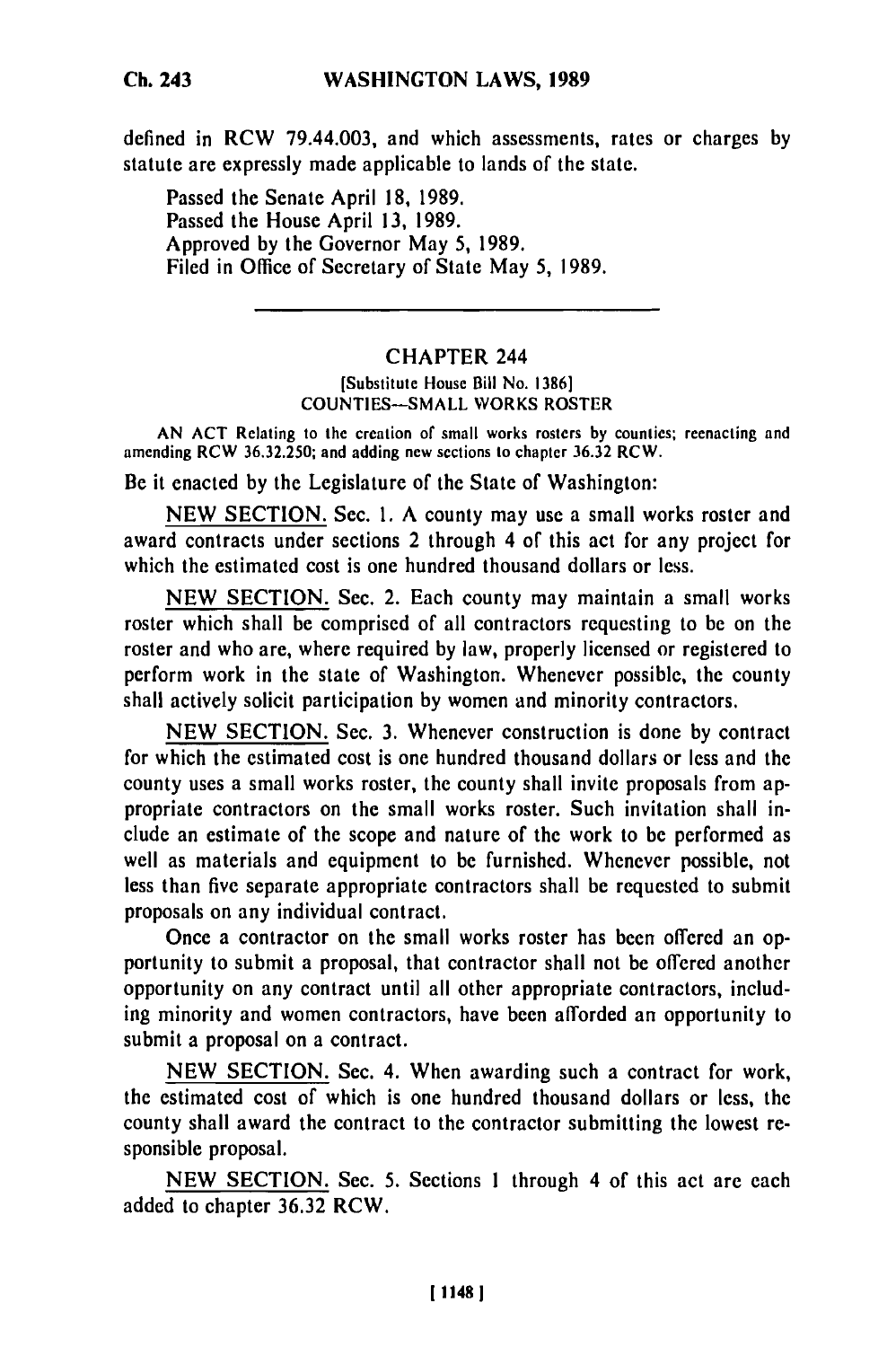defined in RCW 79.44.003, and which assessments, rates or charges by statute are expressly made applicable to lands of the state.

Passed the Senate April 18, 1989.
Passed the House April 13, 1989.
Approved by the Governor May 5, 1989.
Filed in Office of Secretary of State May 5, 1989.

---

## CHAPTER 244

[Substitute House Bill No. 1386]
COUNTIES—SMALL WORKS ROSTER

AN ACT Relating to the creation of small works rosters by counties; reenacting and amending RCW 36.32.250; and adding new sections to chapter 36.32 RCW.

Be it enacted by the Legislature of the State of Washington:

NEW SECTION. Sec. 1. A county may use a small works roster and award contracts under sections 2 through 4 of this act for any project for which the estimated cost is one hundred thousand dollars or less.

NEW SECTION. Sec. 2. Each county may maintain a small works roster which shall be comprised of all contractors requesting to be on the roster and who are, where required by law, properly licensed or registered to perform work in the state of Washington. Whenever possible, the county shall actively solicit participation by women and minority contractors.

NEW SECTION. Sec. 3. Whenever construction is done by contract for which the estimated cost is one hundred thousand dollars or less and the county uses a small works roster, the county shall invite proposals from appropriate contractors on the small works roster. Such invitation shall include an estimate of the scope and nature of the work to be performed as well as materials and equipment to be furnished. Whenever possible, not less than five separate appropriate contractors shall be requested to submit proposals on any individual contract.

Once a contractor on the small works roster has been offered an opportunity to submit a proposal, that contractor shall not be offered another opportunity on any contract until all other appropriate contractors, including minority and women contractors, have been afforded an opportunity to submit a proposal on a contract.

NEW SECTION. Sec. 4. When awarding such a contract for work, the estimated cost of which is one hundred thousand dollars or less, the county shall award the contract to the contractor submitting the lowest responsible proposal.

NEW SECTION. Sec. 5. Sections 1 through 4 of this act are each added to chapter 36.32 RCW.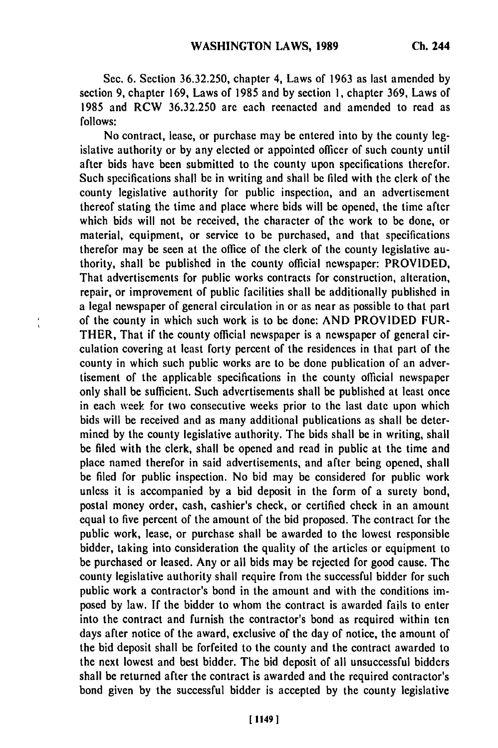Sec. 6. Section 36.32.250, chapter 4, Laws of 1963 as last amended by section 9, chapter 169, Laws of 1985 and by section 1, chapter 369, Laws of 1985 and RCW 36.32.250 are each reenacted and amended to read as follows:

No contract, lease, or purchase may be entered into by the county legislative authority or by any elected or appointed officer of such county until after bids have been submitted to the county upon specifications therefor. Such specifications shall be in writing and shall be filed with the clerk of the county legislative authority for public inspection, and an advertisement thereof stating the time and place where bids will be opened, the time after which bids will not be received, the character of the work to be done, or material, equipment, or service to be purchased, and that specifications therefor may be seen at the office of the clerk of the county legislative authority, shall be published in the county official newspaper: PROVIDED, That advertisements for public works contracts for construction, alteration, repair, or improvement of public facilities shall be additionally published in a legal newspaper of general circulation in or as near as possible to that part of the county in which such work is to be done: AND PROVIDED FURTHER, That if the county official newspaper is a newspaper of general circulation covering at least forty percent of the residences in that part of the county in which such public works are to be done publication of an advertisement of the applicable specifications in the county official newspaper only shall be sufficient. Such advertisements shall be published at least once in each week for two consecutive weeks prior to the last date upon which bids will be received and as many additional publications as shall be determined by the county legislative authority. The bids shall be in writing, shall be filed with the clerk, shall be opened and read in public at the time and place named therefor in said advertisements, and after being opened, shall be filed for public inspection. No bid may be considered for public work unless it is accompanied by a bid deposit in the form of a surety bond, postal money order, cash, cashier's check, or certified check in an amount equal to five percent of the amount of the bid proposed. The contract for the public work, lease, or purchase shall be awarded to the lowest responsible bidder, taking into consideration the quality of the articles or equipment to be purchased or leased. Any or all bids may be rejected for good cause. The county legislative authority shall require from the successful bidder for such public work a contractor's bond in the amount and with the conditions imposed by law. If the bidder to whom the contract is awarded fails to enter into the contract and furnish the contractor's bond as required within ten days after notice of the award, exclusive of the day of notice, the amount of the bid deposit shall be forfeited to the county and the contract awarded to the next lowest and best bidder. The bid deposit of all unsuccessful bidders shall be returned after the contract is awarded and the required contractor's bond given by the successful bidder is accepted by the county legislative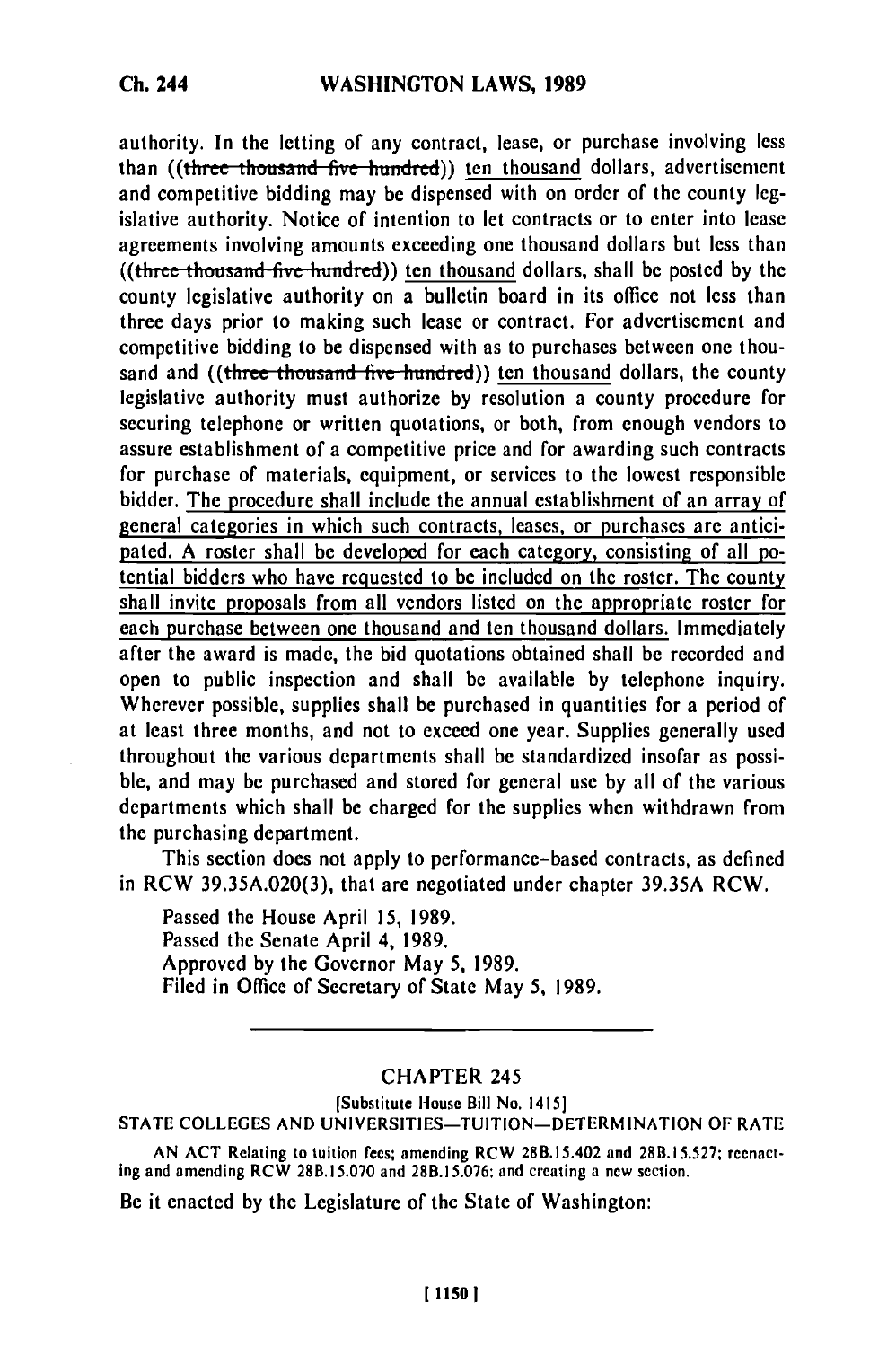authority. In the letting of any contract, lease, or purchase involving less than ((~~three thousand five hundred~~)) ten thousand dollars, advertisement and competitive bidding may be dispensed with on order of the county legislative authority. Notice of intention to let contracts or to enter into lease agreements involving amounts exceeding one thousand dollars but less than ((~~three thousand five hundred~~)) ten thousand dollars, shall be posted by the county legislative authority on a bulletin board in its office not less than three days prior to making such lease or contract. For advertisement and competitive bidding to be dispensed with as to purchases between one thousand and ((~~three thousand five hundred~~)) ten thousand dollars, the county legislative authority must authorize by resolution a county procedure for securing telephone or written quotations, or both, from enough vendors to assure establishment of a competitive price and for awarding such contracts for purchase of materials, equipment, or services to the lowest responsible bidder. The procedure shall include the annual establishment of an array of general categories in which such contracts, leases, or purchases are anticipated. A roster shall be developed for each category, consisting of all potential bidders who have requested to be included on the roster. The county shall invite proposals from all vendors listed on the appropriate roster for each purchase between one thousand and ten thousand dollars. Immediately after the award is made, the bid quotations obtained shall be recorded and open to public inspection and shall be available by telephone inquiry. Wherever possible, supplies shall be purchased in quantities for a period of at least three months, and not to exceed one year. Supplies generally used throughout the various departments shall be standardized insofar as possible, and may be purchased and stored for general use by all of the various departments which shall be charged for the supplies when withdrawn from the purchasing department.

This section does not apply to performance-based contracts, as defined in RCW 39.35A.020(3), that are negotiated under chapter 39.35A RCW.

Passed the House April 15, 1989.
Passed the Senate April 4, 1989.
Approved by the Governor May 5, 1989.
Filed in Office of Secretary of State May 5, 1989.

---

## CHAPTER 245

[Substitute House Bill No. 1415]

STATE COLLEGES AND UNIVERSITIES—TUITION—DETERMINATION OF RATE

AN ACT Relating to tuition fees; amending RCW 28B.15.402 and 28B.15.527; reenacting and amending RCW 28B.15.070 and 28B.15.076; and creating a new section.

Be it enacted by the Legislature of the State of Washington: